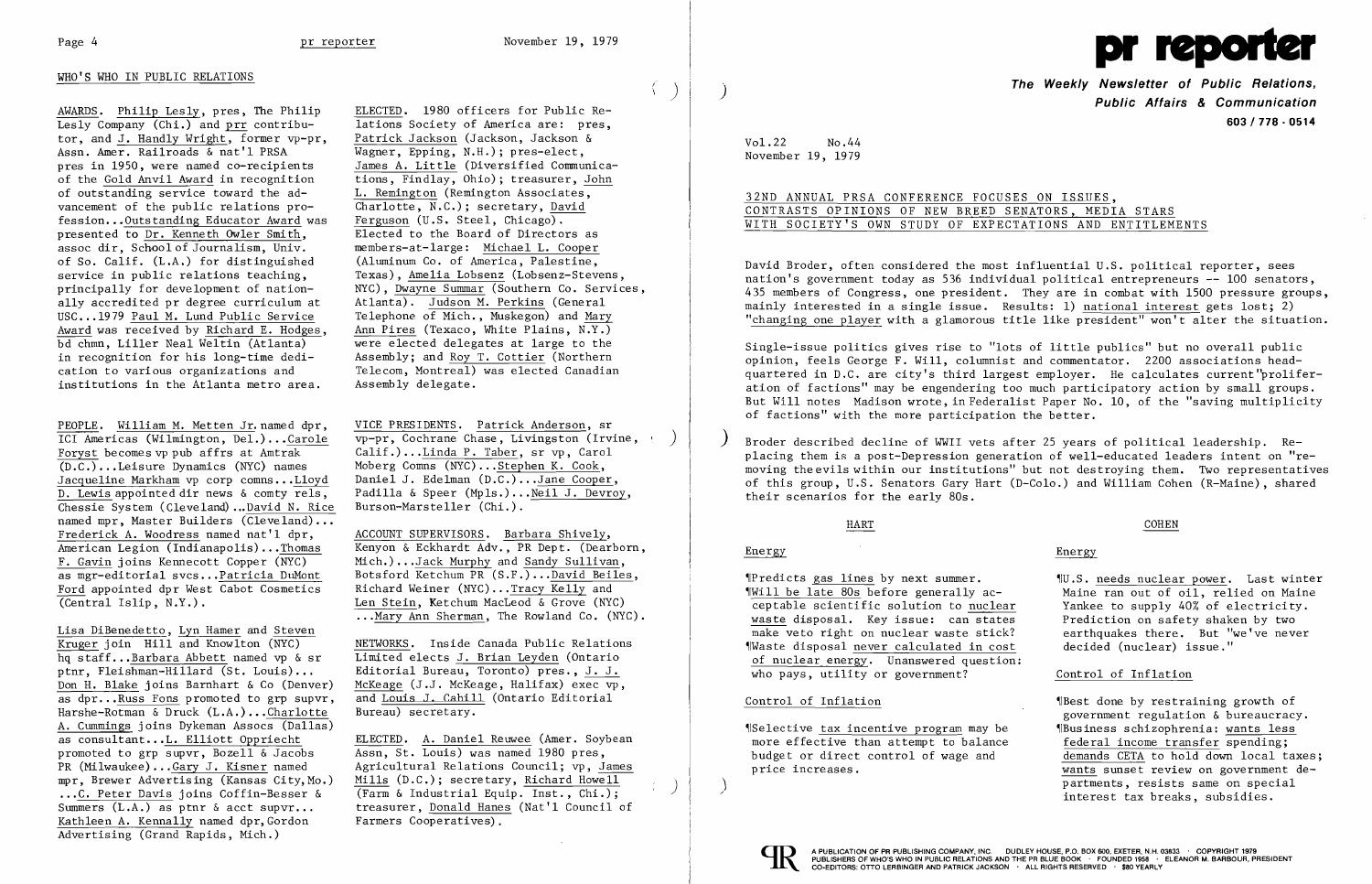## WHO'S WHO IN PUBLIC RELATIONS

AWARDS. Philip Lesly, pres, The Philip Lesly Company (Chi.) and prr contributor, and J. Handly Wright, former vp-pr, Assn. Amer. Railroads & nat'l PRSA pres in 1950, were named co-recipients of the Gold Anvil Award in recognition of outstanding service toward the advancement of the public relations profession...Outstanding Educator Award was presented to Dr. Kenneth Owler Smith, assoc dir, School of Journalism, Univ. of So. Calif. (L.A.) for distinguished service in public relations teaching, principally for development of nationally accredited pr degree curriculum at USC...1979 Paul M. Lund Public Service Award was received by Richard E. Hodges, bd chmn, Liller Neal Weltin (Atlanta) in recognition for his long-time dedication to various organizations and institutions in the Atlanta metro area.

PEOPLE. William M. Metten Jr. named dpr, ICI Americas (Wilmington, Del.)...Carole Foryst becomes vp pub affrs at Amtrak (D.C.)...Leisure Dynamics (NYC) names Jacqueline Markham vp corp comns...Lloyd D. Lewis appointed dir news & comty rels, Chessie System (Cleveland)...David N. Rice named mpr, Master Builders (Cleveland)... Frederick A. Woodress named nat'l dpr, American Legion (Indianapolis)...Thomas F. Gavin joins Kennecott Copper (NYC) as mgr-editorial svcs...Patricia DuMont Ford appointed dpr West Cabot Cosmetics (Central Islip, N.Y.).

Lisa DiBenedetto, Lyn Hamer and Steven Kruger join Hill and Knowlton (NYC) hq staff...Barbara Abbett named vp & sr ptnr, Fleishman-Hillard (St. Louis)... Don H. Blake joins Barnhart & Co (Denver) as dpr...Russ Fons promoted to grp supvr, Harshe-Rotman & Druck (L.A.)...Charlotte A. Cummings joins Dykeman Assocs (Dallas) as consultant...L. Elliott Oppriecht promoted to grp supvr, Bozell & Jacobs PR (Milwaukee)...Gary J. Kisner named mpr, Brewer Advertising (Kansas City, Mo.) ...C. Peter Davis joins Coffin-Besser & Summers (L.A.) as ptnr & acct supvr... Kathleen A. Kennally named dpr, Gordon Advertising (Grand Rapids, Mich.)

ELECTED. 1980 officers for Public Relations Society of America are: pres, Patrick Jackson (Jackson, Jackson & Wagner, Epping, N.H.); pres-elect, James A. Little (Diversified Communications, Findlay, Ohio); treasurer, John L. Remington (Remington Associates, Charlotte, N.C.); secretary, David Ferguson (U.S. Steel, Chicago). Elected to the Board of Directors as members-at-large: Michael L. Cooper (Aluminum Co. of America, Palestine, Texas), Amelia Lobsenz (Lobsenz-Stevens, NYC), Dwayne Summar (Southern Co. Services, Atlanta). Judson M. Perkins (General Telephone of Mich., Muskegon) and Mary Ann Pires (Texaco, White Plains, N.Y.) were elected delegates at large to the Assembly; and Roy T. Cottier (Northern Telecom, Montreal) was elected Canadian Assembly delegate.

VICE PRESIDENTS. Patrick Anderson, sr vp-pr, Cochrane Chase, Livingston (Irvine, Calif.)...Linda P. Taber, sr vp, Carol Moberg Comns (NYC)...Stephen K. Cook, Daniel J. Edelman (D.C.)...Jane Cooper, Padilla & Speer (Mpls.)...Neil J. Devroy, Burson-Marsteller (Chi.).

ACCOUNT SUPERVISORS. Barbara Shively, Kenyon & Eckhardt Adv., PR Dept. (Dearborn, Mich.)...Jack Murphy and Sandy Sullivan, Botsford Ketchum PR (S.F.)...David Beiles, Richard Weiner (NYC)...Tracy Kelly and Len Stein, Ketchum MacLeod & Grove (NYC) ...Mary Ann Sherman, The Rowland Co. (NYC).

NETWORKS. Inside Canada Public Relations Limited elects J. Brian Leyden (Ontario Editorial Bureau, Toronto) pres., J. J. McKeage (J.J. McKeage, Halifax) exec vp, and Louis J. Cahill (Ontario Editorial Bureau) secretary.

ELECTED. A. Daniel Reuwee (Amer. Soybean Assn, St. Louis) was named 1980 pres, Agricultural Relations Council; vp, James Mills (D.C.); secretary, Richard Howell (Farm & Industrial Equip. Inst., Chi.); treasurer, Donald Hanes (Nat'l Council of Farmers Cooperatives).

# pr reporter

**The Weekly Newsletter of Public Relations, Public Affairs & Communication**

**603 / 778 - 0514**

Vol.22 No.44
November 19, 1979

## 32ND ANNUAL PRSA CONFERENCE FOCUSES ON ISSUES, CONTRASTS OPINIONS OF NEW BREED SENATORS, MEDIA STARS WITH SOCIETY'S OWN STUDY OF EXPECTATIONS AND ENTITLEMENTS

David Broder, often considered the most influential U.S. political reporter, sees nation's government today as 536 individual political entrepreneurs -- 100 senators, 435 members of Congress, one president. They are in combat with 1500 pressure groups, mainly interested in a single issue. Results: 1) national interest gets lost; 2) "changing one player with a glamorous title like president" won't alter the situation.

Single-issue politics gives rise to "lots of little publics" but no overall public opinion, feels George F. Will, columnist and commentator. 2200 associations headquartered in D.C. are city's third largest employer. He calculates current "proliferation of factions" may be engendering too much participatory action by small groups. But Will notes Madison wrote, in Federalist Paper No. 10, of the "saving multiplicity of factions" with the more participation the better.

Broder described decline of WWII vets after 25 years of political leadership. Replacing them is a post-Depression generation of well-educated leaders intent on "removing the evils within our institutions" but not destroying them. Two representatives of this group, U.S. Senators Gary Hart (D-Colo.) and William Cohen (R-Maine), shared their scenarios for the early 80s.

### HART

**Energy**

¶Predicts gas lines by next summer.
¶Will be late 80s before generally acceptable scientific solution to nuclear waste disposal. Key issue: can states make veto right on nuclear waste stick?
¶Waste disposal never calculated in cost of nuclear energy. Unanswered question: who pays, utility or government?

**Control of Inflation**

¶Selective tax incentive program may be more effective than attempt to balance budget or direct control of wage and price increases.

### COHEN

**Energy**

¶U.S. needs nuclear power. Last winter Maine ran out of oil, relied on Maine Yankee to supply 40% of electricity. Prediction on safety shaken by two earthquakes there. But "we've never decided (nuclear) issue."

**Control of Inflation**

¶Best done by restraining growth of government regulation & bureaucracy.
¶Business schizophrenia: wants less federal income transfer spending; demands CETA to hold down local taxes; wants sunset review on government departments, resists same on special interest tax breaks, subsidies.

A PUBLICATION OF PR PUBLISHING COMPANY, INC. DUDLEY HOUSE, P.O. BOX 600, EXETER, N.H. 03833 · COPYRIGHT 1979 PUBLISHERS OF WHO'S WHO IN PUBLIC RELATIONS AND THE PR BLUE BOOK · FOUNDED 1958 · ELEANOR M. BARBOUR, PRESIDENT CO-EDITORS: OTTO LERBINGER AND PATRICK JACKSON · ALL RIGHTS RESERVED · $80 YEARLY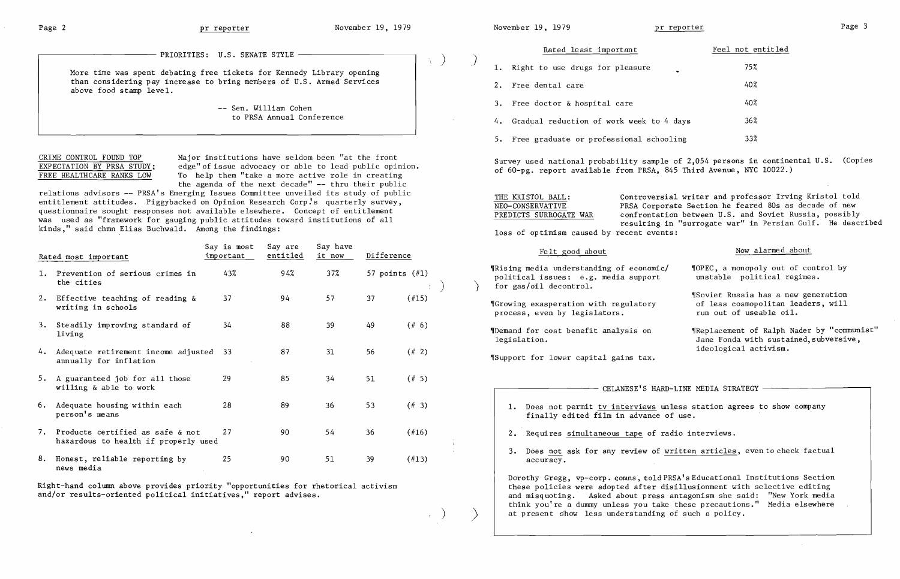## PRIORITIES: U.S. SENATE STYLE

More time was spent debating free tickets for Kennedy Library opening than considering pay increase to bring members of U.S. Armed Services above food stamp level.

-- Sen. William Cohen
to PRSA Annual Conference

## CRIME CONTROL FOUND TOP EXPECTATION BY PRSA STUDY; FREE HEALTHCARE RANKS LOW

Major institutions have seldom been "at the front edge" of issue advocacy or able to lead public opinion. To help them "take a more active role in creating the agenda of the next decade" -- thru their public relations advisors -- PRSA's Emerging Issues Committee unveiled its study of public entitlement attitudes. Piggybacked on Opinion Research Corp.'s quarterly survey, questionnaire sought responses not available elsewhere. Concept of entitlement was used as "framework for gauging public attitudes toward institutions of all kinds," said chmn Elias Buchwald. Among the findings:

| Rated most important | Say is most important | Say are entitled | Say have it now | Difference | |
|---|---|---|---|---|---|
| 1. Prevention of serious crimes in the cities | 43% | 94% | 37% | 57 points | (#1) |
| 2. Effective teaching of reading & writing in schools | 37 | 94 | 57 | 37 | (#15) |
| 3. Steadily improving standard of living | 34 | 88 | 39 | 49 | (# 6) |
| 4. Adequate retirement income adjusted annually for inflation | 33 | 87 | 31 | 56 | (# 2) |
| 5. A guaranteed job for all those willing & able to work | 29 | 85 | 34 | 51 | (# 5) |
| 6. Adequate housing within each person's means | 28 | 89 | 36 | 53 | (# 3) |
| 7. Products certified as safe & not hazardous to health if properly used | 27 | 90 | 54 | 36 | (#16) |
| 8. Honest, reliable reporting by news media | 25 | 90 | 51 | 39 | (#13) |

Right-hand column above provides priority "opportunities for rhetorical activism and/or results-oriented political initiatives," report advises.

| Rated least important | Feel not entitled |
|---|---|
| 1. Right to use drugs for pleasure | 75% |
| 2. Free dental care | 40% |
| 3. Free doctor & hospital care | 40% |
| 4. Gradual reduction of work week to 4 days | 36% |
| 5. Free graduate or professional schooling | 33% |

Survey used national probability sample of 2,054 persons in continental U.S. (Copies of 60-pg. report available from PRSA, 845 Third Avenue, NYC 10022.)

## THE KRISTOL BALL: NEO-CONSERVATIVE PREDICTS SURROGATE WAR

Controversial writer and professor Irving Kristol told PRSA Corporate Section he feared 80s as decade of new confrontation between U.S. and Soviet Russia, possibly resulting in "surrogate war" in Persian Gulf. He described loss of optimism caused by recent events:

**Felt good about**

¶Rising media understanding of economic/political issues: e.g. media support for gas/oil decontrol.

¶Growing exasperation with regulatory process, even by legislators.

¶Demand for cost benefit analysis on legislation.

¶Support for lower capital gains tax.

**Now alarmed about**

¶OPEC, a monopoly out of control by unstable political regimes.

¶Soviet Russia has a new generation of less cosmopolitan leaders, will run out of useable oil.

¶Replacement of Ralph Nader by "communist" Jane Fonda with sustained, subversive, ideological activism.

## CELANESE'S HARD-LINE MEDIA STRATEGY

1. Does not permit tv interviews unless station agrees to show company finally edited film in advance of use.
2. Requires simultaneous tape of radio interviews.
3. Does not ask for any review of written articles, even to check factual accuracy.

Dorothy Gregg, vp-corp. comns, told PRSA's Educational Institutions Section these policies were adopted after disillusionment with selective editing and misquoting. Asked about press antagonism she said: "New York media think you're a dummy unless you take these precautions." Media elsewhere at present show less understanding of such a policy.